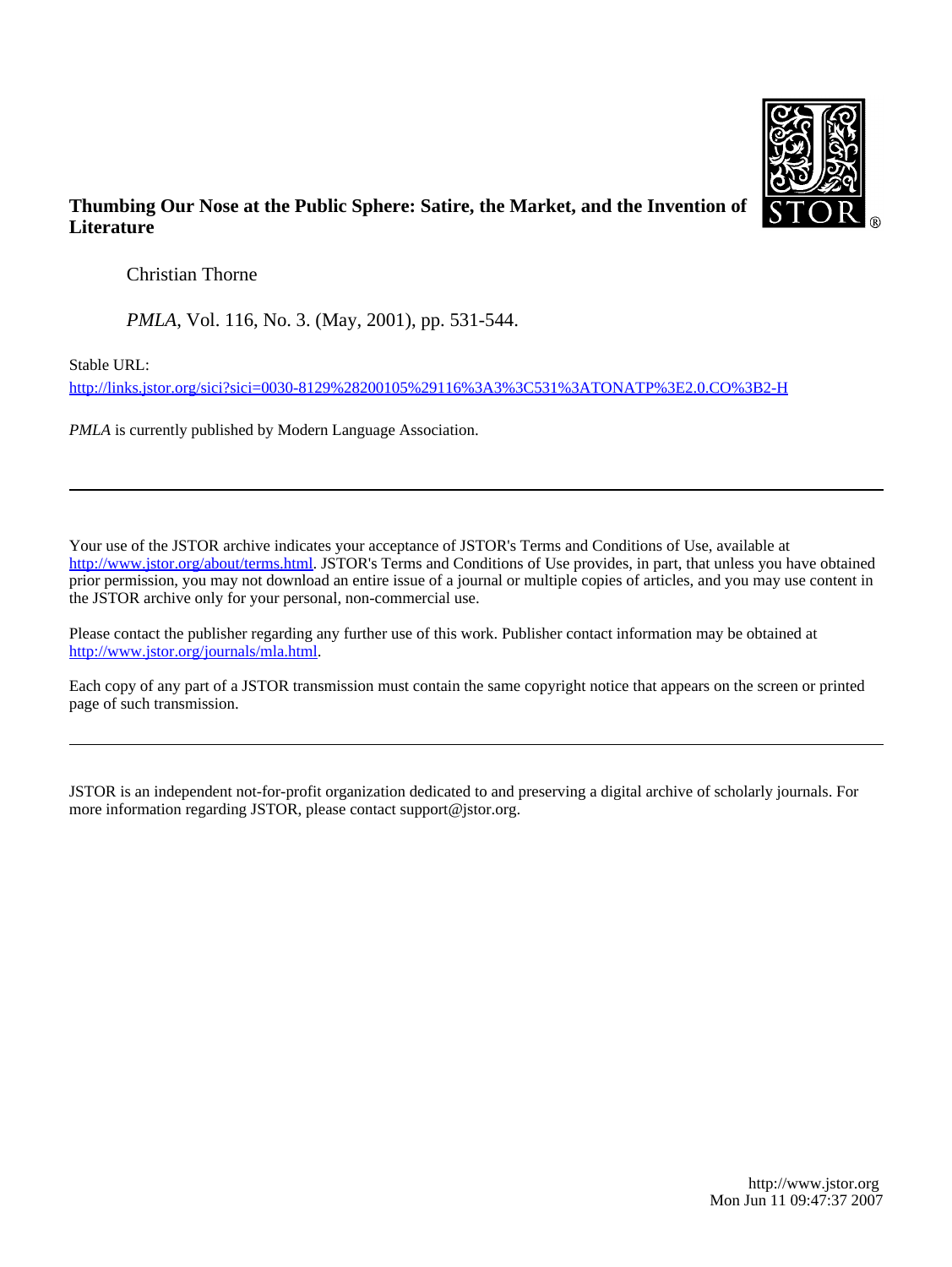**Thumbing Our Nose at the Public Sphere: Satire, the Market, and the Invention of Literature**

Christian Thorne

*PMLA*, Vol. 116, No. 3. (May, 2001), pp. 531-544.

Stable URL:

http://links.jstor.org/sici?sici=0030-8129%28200105%29116%3A3%3C531%3ATONATP%3E2.0.CO%3B2-H

*PMLA* is currently published by Modern Language Association.

---

Your use of the JSTOR archive indicates your acceptance of JSTOR's Terms and Conditions of Use, available at http://www.jstor.org/about/terms.html. JSTOR's Terms and Conditions of Use provides, in part, that unless you have obtained prior permission, you may not download an entire issue of a journal or multiple copies of articles, and you may use content in the JSTOR archive only for your personal, non-commercial use.

Please contact the publisher regarding any further use of this work. Publisher contact information may be obtained at http://www.jstor.org/journals/mla.html.

Each copy of any part of a JSTOR transmission must contain the same copyright notice that appears on the screen or printed page of such transmission.

---

JSTOR is an independent not-for-profit organization dedicated to and preserving a digital archive of scholarly journals. For more information regarding JSTOR, please contact support@jstor.org.

http://www.jstor.org
Mon Jun 11 09:47:37 2007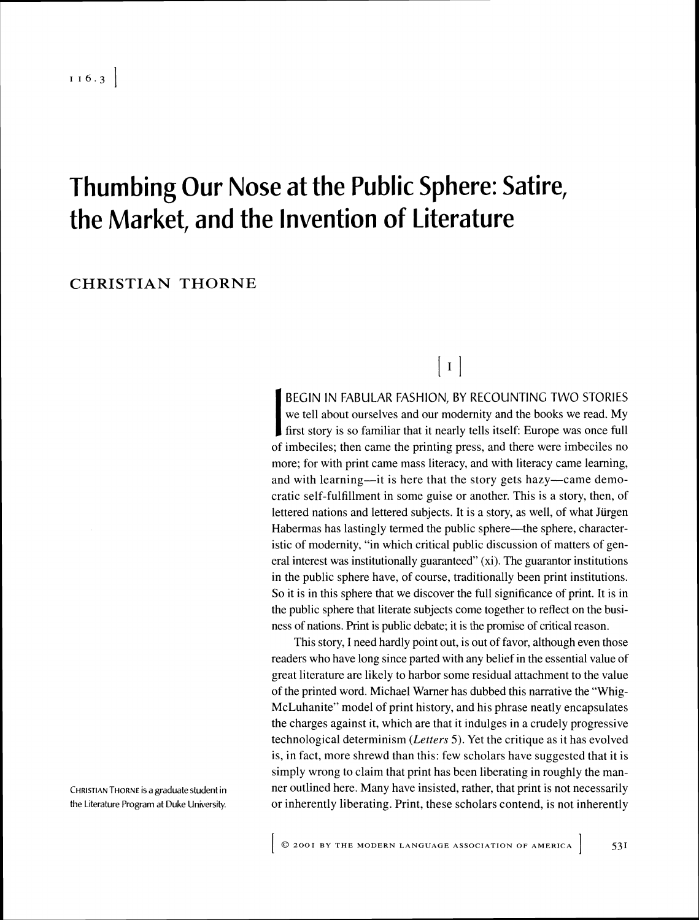# Thumbing Our Nose at the Public Sphere: Satire, the Market, and the Invention of Literature

## CHRISTIAN THORNE

CHRISTIAN THORNE is a graduate student in the Literature Program at Duke University.

## [ I ]

I BEGIN IN FABULAR FASHION, BY RECOUNTING TWO STORIES we tell about ourselves and our modernity and the books we read. My first story is so familiar that it nearly tells itself: Europe was once full of imbeciles; then came the printing press, and there were imbeciles no more; for with print came mass literacy, and with literacy came learning, and with learning—it is here that the story gets hazy—came democratic self-fulfillment in some guise or another. This is a story, then, of lettered nations and lettered subjects. It is a story, as well, of what Jürgen Habermas has lastingly termed the public sphere—the sphere, characteristic of modernity, "in which critical public discussion of matters of general interest was institutionally guaranteed" (xi). The guarantor institutions in the public sphere have, of course, traditionally been print institutions. So it is in this sphere that we discover the full significance of print. It is in the public sphere that literate subjects come together to reflect on the business of nations. Print is public debate; it is the promise of critical reason.

This story, I need hardly point out, is out of favor, although even those readers who have long since parted with any belief in the essential value of great literature are likely to harbor some residual attachment to the value of the printed word. Michael Warner has dubbed this narrative the "Whig-McLuhanite" model of print history, and his phrase neatly encapsulates the charges against it, which are that it indulges in a crudely progressive technological determinism (*Letters* 5). Yet the critique as it has evolved is, in fact, more shrewd than this: few scholars have suggested that it is simply wrong to claim that print has been liberating in roughly the manner outlined here. Many have insisted, rather, that print is not necessarily or inherently liberating. Print, these scholars contend, is not inherently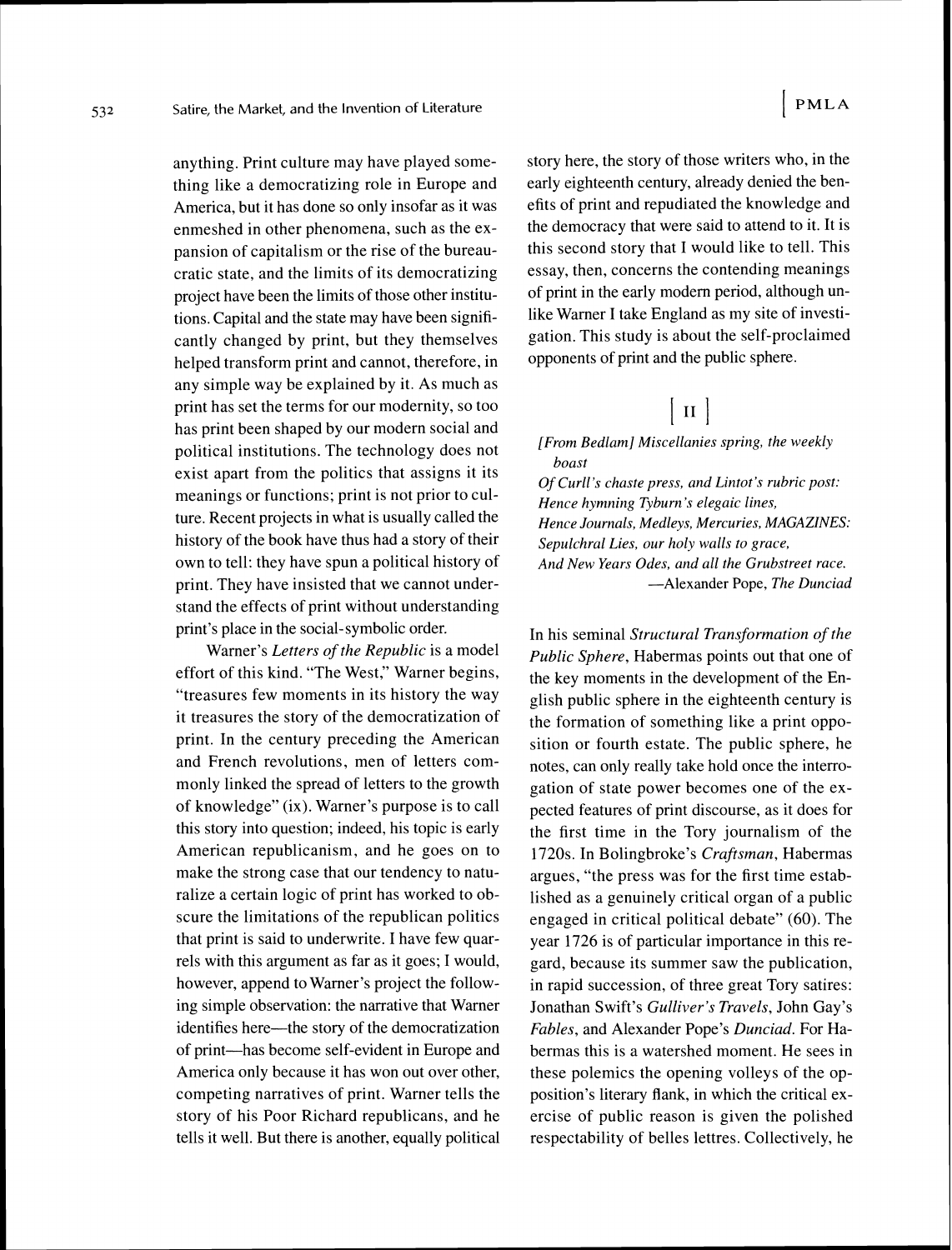anything. Print culture may have played something like a democratizing role in Europe and America, but it has done so only insofar as it was enmeshed in other phenomena, such as the expansion of capitalism or the rise of the bureaucratic state, and the limits of its democratizing project have been the limits of those other institutions. Capital and the state may have been significantly changed by print, but they themselves helped transform print and cannot, therefore, in any simple way be explained by it. As much as print has set the terms for our modernity, so too has print been shaped by our modern social and political institutions. The technology does not exist apart from the politics that assigns it its meanings or functions; print is not prior to culture. Recent projects in what is usually called the history of the book have thus had a story of their own to tell: they have spun a political history of print. They have insisted that we cannot understand the effects of print without understanding print's place in the social-symbolic order.

Warner's *Letters of the Republic* is a model effort of this kind. "The West," Warner begins, "treasures few moments in its history the way it treasures the story of the democratization of print. In the century preceding the American and French revolutions, men of letters commonly linked the spread of letters to the growth of knowledge" (ix). Warner's purpose is to call this story into question; indeed, his topic is early American republicanism, and he goes on to make the strong case that our tendency to naturalize a certain logic of print has worked to obscure the limitations of the republican politics that print is said to underwrite. I have few quarrels with this argument as far as it goes; I would, however, append to Warner's project the following simple observation: the narrative that Warner identifies here—the story of the democratization of print—has become self-evident in Europe and America only because it has won out over other, competing narratives of print. Warner tells the story of his Poor Richard republicans, and he tells it well. But there is another, equally political story here, the story of those writers who, in the early eighteenth century, already denied the benefits of print and repudiated the knowledge and the democracy that were said to attend to it. It is this second story that I would like to tell. This essay, then, concerns the contending meanings of print in the early modern period, although unlike Warner I take England as my site of investigation. This study is about the self-proclaimed opponents of print and the public sphere.

## [ II ]

*[From Bedlam] Miscellanies spring, the weekly boast*
*Of Curll's chaste press, and Lintot's rubric post:*
*Hence hymning Tyburn's elegaic lines,*
*Hence Journals, Medleys, Mercuries, MAGAZINES:*
*Sepulchral Lies, our holy walls to grace,*
*And New Years Odes, and all the Grubstreet race.*
—Alexander Pope, *The Dunciad*

In his seminal *Structural Transformation of the Public Sphere*, Habermas points out that one of the key moments in the development of the English public sphere in the eighteenth century is the formation of something like a print opposition or fourth estate. The public sphere, he notes, can only really take hold once the interrogation of state power becomes one of the expected features of print discourse, as it does for the first time in the Tory journalism of the 1720s. In Bolingbroke's *Craftsman*, Habermas argues, "the press was for the first time established as a genuinely critical organ of a public engaged in critical political debate" (60). The year 1726 is of particular importance in this regard, because its summer saw the publication, in rapid succession, of three great Tory satires: Jonathan Swift's *Gulliver's Travels*, John Gay's *Fables*, and Alexander Pope's *Dunciad*. For Habermas this is a watershed moment. He sees in these polemics the opening volleys of the opposition's literary flank, in which the critical exercise of public reason is given the polished respectability of belles lettres. Collectively, he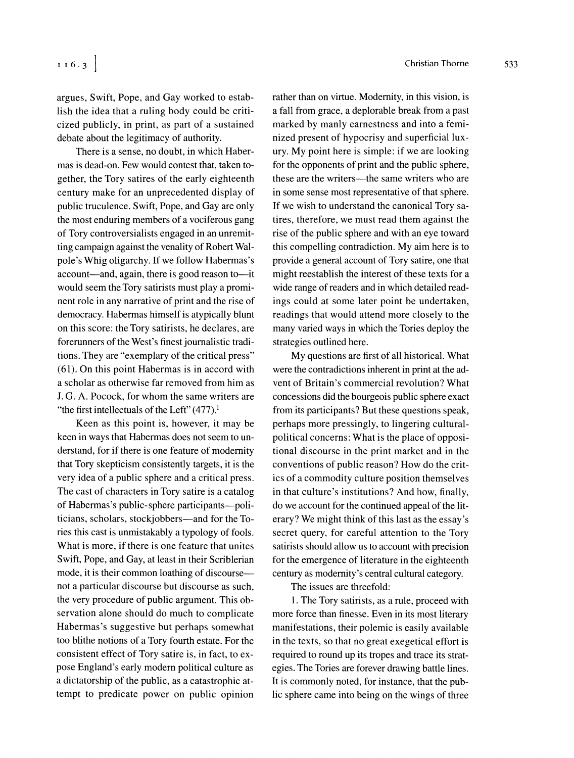argues, Swift, Pope, and Gay worked to establish the idea that a ruling body could be criticized publicly, in print, as part of a sustained debate about the legitimacy of authority.

There is a sense, no doubt, in which Habermas is dead-on. Few would contest that, taken together, the Tory satires of the early eighteenth century make for an unprecedented display of public truculence. Swift, Pope, and Gay are only the most enduring members of a vociferous gang of Tory controversialists engaged in an unremitting campaign against the venality of Robert Walpole's Whig oligarchy. If we follow Habermas's account—and, again, there is good reason to—it would seem the Tory satirists must play a prominent role in any narrative of print and the rise of democracy. Habermas himself is atypically blunt on this score: the Tory satirists, he declares, are forerunners of the West's finest journalistic traditions. They are "exemplary of the critical press" (61). On this point Habermas is in accord with a scholar as otherwise far removed from him as J. G. A. Pocock, for whom the same writers are "the first intellectuals of the Left" (477).[1]

Keen as this point is, however, it may be keen in ways that Habermas does not seem to understand, for if there is one feature of modernity that Tory skepticism consistently targets, it is the very idea of a public sphere and a critical press. The cast of characters in Tory satire is a catalog of Habermas's public-sphere participants—politicians, scholars, stockjobbers—and for the Tories this cast is unmistakably a typology of fools. What is more, if there is one feature that unites Swift, Pope, and Gay, at least in their Scriblerian mode, it is their common loathing of discourse—not a particular discourse but discourse as such, the very procedure of public argument. This observation alone should do much to complicate Habermas's suggestive but perhaps somewhat too blithe notions of a Tory fourth estate. For the consistent effect of Tory satire is, in fact, to expose England's early modern political culture as a dictatorship of the public, as a catastrophic attempt to predicate power on public opinion rather than on virtue. Modernity, in this vision, is a fall from grace, a deplorable break from a past marked by manly earnestness and into a feminized present of hypocrisy and superficial luxury. My point here is simple: if we are looking for the opponents of print and the public sphere, these are the writers—the same writers who are in some sense most representative of that sphere. If we wish to understand the canonical Tory satires, therefore, we must read them against the rise of the public sphere and with an eye toward this compelling contradiction. My aim here is to provide a general account of Tory satire, one that might reestablish the interest of these texts for a wide range of readers and in which detailed readings could at some later point be undertaken, readings that would attend more closely to the many varied ways in which the Tories deploy the strategies outlined here.

My questions are first of all historical. What were the contradictions inherent in print at the advent of Britain's commercial revolution? What concessions did the bourgeois public sphere exact from its participants? But these questions speak, perhaps more pressingly, to lingering cultural-political concerns: What is the place of oppositional discourse in the print market and in the conventions of public reason? How do the critics of a commodity culture position themselves in that culture's institutions? And how, finally, do we account for the continued appeal of the literary? We might think of this last as the essay's secret query, for careful attention to the Tory satirists should allow us to account with precision for the emergence of literature in the eighteenth century as modernity's central cultural category.

The issues are threefold:

1. The Tory satirists, as a rule, proceed with more force than finesse. Even in its most literary manifestations, their polemic is easily available in the texts, so that no great exegetical effort is required to round up its tropes and trace its strategies. The Tories are forever drawing battle lines. It is commonly noted, for instance, that the public sphere came into being on the wings of three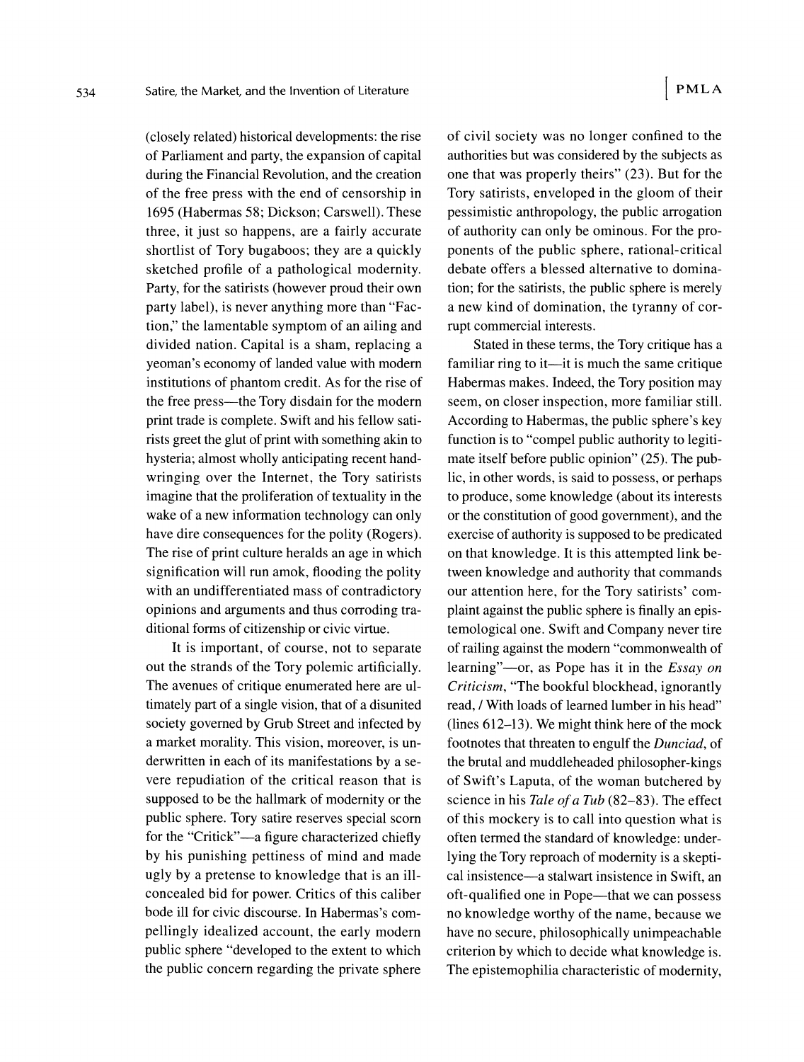(closely related) historical developments: the rise of Parliament and party, the expansion of capital during the Financial Revolution, and the creation of the free press with the end of censorship in 1695 (Habermas 58; Dickson; Carswell). These three, it just so happens, are a fairly accurate shortlist of Tory bugaboos; they are a quickly sketched profile of a pathological modernity. Party, for the satirists (however proud their own party label), is never anything more than "Faction," the lamentable symptom of an ailing and divided nation. Capital is a sham, replacing a yeoman's economy of landed value with modern institutions of phantom credit. As for the rise of the free press—the Tory disdain for the modern print trade is complete. Swift and his fellow satirists greet the glut of print with something akin to hysteria; almost wholly anticipating recent handwringing over the Internet, the Tory satirists imagine that the proliferation of textuality in the wake of a new information technology can only have dire consequences for the polity (Rogers). The rise of print culture heralds an age in which signification will run amok, flooding the polity with an undifferentiated mass of contradictory opinions and arguments and thus corroding traditional forms of citizenship or civic virtue.

It is important, of course, not to separate out the strands of the Tory polemic artificially. The avenues of critique enumerated here are ultimately part of a single vision, that of a disunited society governed by Grub Street and infected by a market morality. This vision, moreover, is underwritten in each of its manifestations by a severe repudiation of the critical reason that is supposed to be the hallmark of modernity or the public sphere. Tory satire reserves special scorn for the "Critick"—a figure characterized chiefly by his punishing pettiness of mind and made ugly by a pretense to knowledge that is an ill-concealed bid for power. Critics of this caliber bode ill for civic discourse. In Habermas's compellingly idealized account, the early modern public sphere "developed to the extent to which the public concern regarding the private sphere of civil society was no longer confined to the authorities but was considered by the subjects as one that was properly theirs" (23). But for the Tory satirists, enveloped in the gloom of their pessimistic anthropology, the public arrogation of authority can only be ominous. For the proponents of the public sphere, rational-critical debate offers a blessed alternative to domination; for the satirists, the public sphere is merely a new kind of domination, the tyranny of corrupt commercial interests.

Stated in these terms, the Tory critique has a familiar ring to it—it is much the same critique Habermas makes. Indeed, the Tory position may seem, on closer inspection, more familiar still. According to Habermas, the public sphere's key function is to "compel public authority to legitimate itself before public opinion" (25). The public, in other words, is said to possess, or perhaps to produce, some knowledge (about its interests or the constitution of good government), and the exercise of authority is supposed to be predicated on that knowledge. It is this attempted link between knowledge and authority that commands our attention here, for the Tory satirists' complaint against the public sphere is finally an epistemological one. Swift and Company never tire of railing against the modern "commonwealth of learning"—or, as Pope has it in the *Essay on Criticism*, "The bookful blockhead, ignorantly read, / With loads of learned lumber in his head" (lines 612–13). We might think here of the mock footnotes that threaten to engulf the *Dunciad*, of the brutal and muddleheaded philosopher-kings of Swift's Laputa, of the woman butchered by science in his *Tale of a Tub* (82–83). The effect of this mockery is to call into question what is often termed the standard of knowledge: underlying the Tory reproach of modernity is a skeptical insistence—a stalwart insistence in Swift, an oft-qualified one in Pope—that we can possess no knowledge worthy of the name, because we have no secure, philosophically unimpeachable criterion by which to decide what knowledge is. The epistemophilia characteristic of modernity,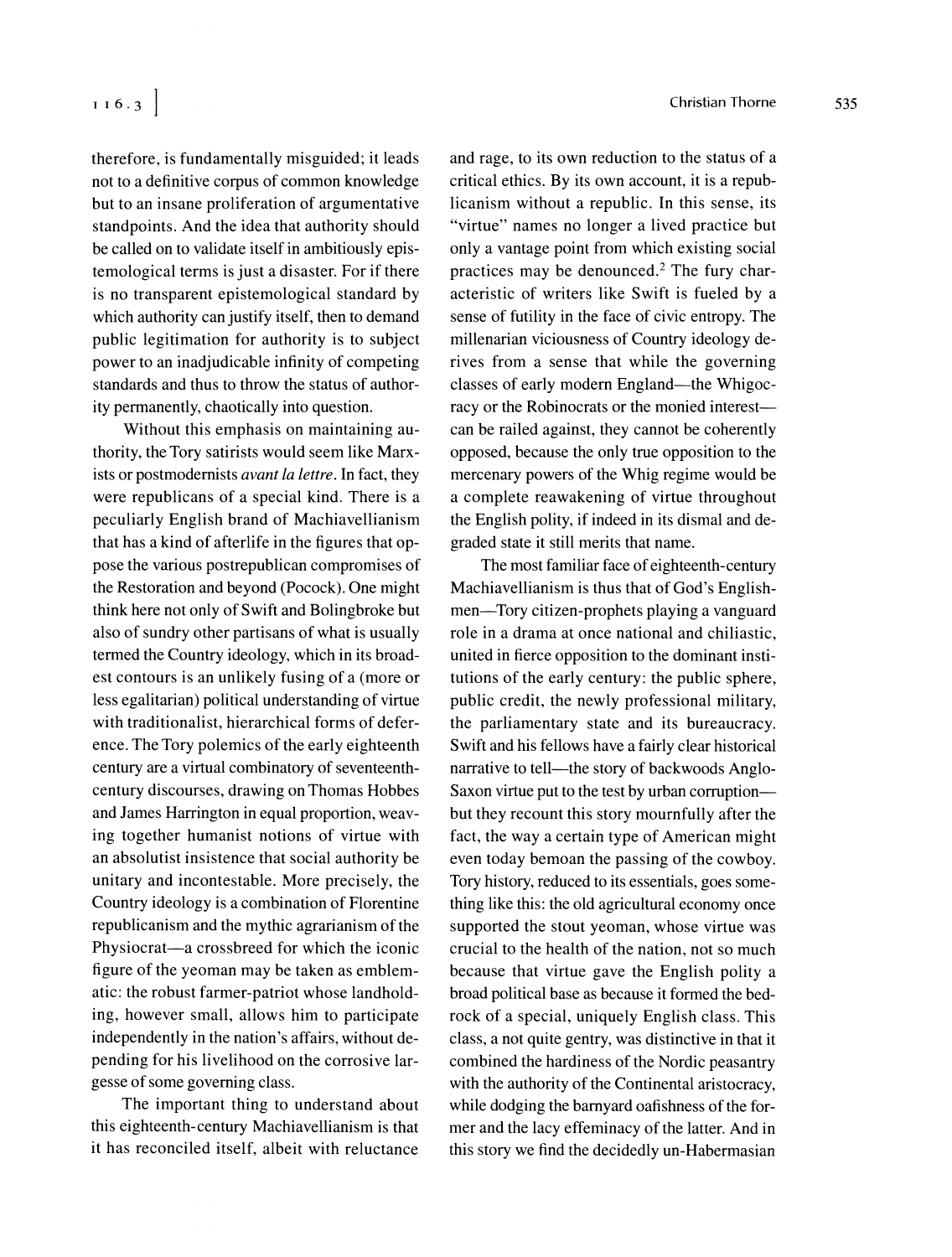therefore, is fundamentally misguided; it leads not to a definitive corpus of common knowledge but to an insane proliferation of argumentative standpoints. And the idea that authority should be called on to validate itself in ambitiously epistemological terms is just a disaster. For if there is no transparent epistemological standard by which authority can justify itself, then to demand public legitimation for authority is to subject power to an inadjudicable infinity of competing standards and thus to throw the status of authority permanently, chaotically into question.

Without this emphasis on maintaining authority, the Tory satirists would seem like Marxists or postmodernists *avant la lettre*. In fact, they were republicans of a special kind. There is a peculiarly English brand of Machiavellianism that has a kind of afterlife in the figures that oppose the various postrepublican compromises of the Restoration and beyond (Pocock). One might think here not only of Swift and Bolingbroke but also of sundry other partisans of what is usually termed the Country ideology, which in its broadest contours is an unlikely fusing of a (more or less egalitarian) political understanding of virtue with traditionalist, hierarchical forms of deference. The Tory polemics of the early eighteenth century are a virtual combinatory of seventeenth-century discourses, drawing on Thomas Hobbes and James Harrington in equal proportion, weaving together humanist notions of virtue with an absolutist insistence that social authority be unitary and incontestable. More precisely, the Country ideology is a combination of Florentine republicanism and the mythic agrarianism of the Physiocrat—a crossbreed for which the iconic figure of the yeoman may be taken as emblematic: the robust farmer-patriot whose landholding, however small, allows him to participate independently in the nation's affairs, without depending for his livelihood on the corrosive largesse of some governing class.

The important thing to understand about this eighteenth-century Machiavellianism is that it has reconciled itself, albeit with reluctance and rage, to its own reduction to the status of a critical ethics. By its own account, it is a republicanism without a republic. In this sense, its "virtue" names no longer a lived practice but only a vantage point from which existing social practices may be denounced.[2] The fury characteristic of writers like Swift is fueled by a sense of futility in the face of civic entropy. The millenarian viciousness of Country ideology derives from a sense that while the governing classes of early modern England—the Whigocracy or the Robinocrats or the monied interest—can be railed against, they cannot be coherently opposed, because the only true opposition to the mercenary powers of the Whig regime would be a complete reawakening of virtue throughout the English polity, if indeed in its dismal and degraded state it still merits that name.

The most familiar face of eighteenth-century Machiavellianism is thus that of God's Englishmen—Tory citizen-prophets playing a vanguard role in a drama at once national and chiliastic, united in fierce opposition to the dominant institutions of the early century: the public sphere, public credit, the newly professional military, the parliamentary state and its bureaucracy. Swift and his fellows have a fairly clear historical narrative to tell—the story of backwoods Anglo-Saxon virtue put to the test by urban corruption—but they recount this story mournfully after the fact, the way a certain type of American might even today bemoan the passing of the cowboy. Tory history, reduced to its essentials, goes something like this: the old agricultural economy once supported the stout yeoman, whose virtue was crucial to the health of the nation, not so much because that virtue gave the English polity a broad political base as because it formed the bedrock of a special, uniquely English class. This class, a not quite gentry, was distinctive in that it combined the hardiness of the Nordic peasantry with the authority of the Continental aristocracy, while dodging the barnyard oafishness of the former and the lacy effeminacy of the latter. And in this story we find the decidedly un-Habermasian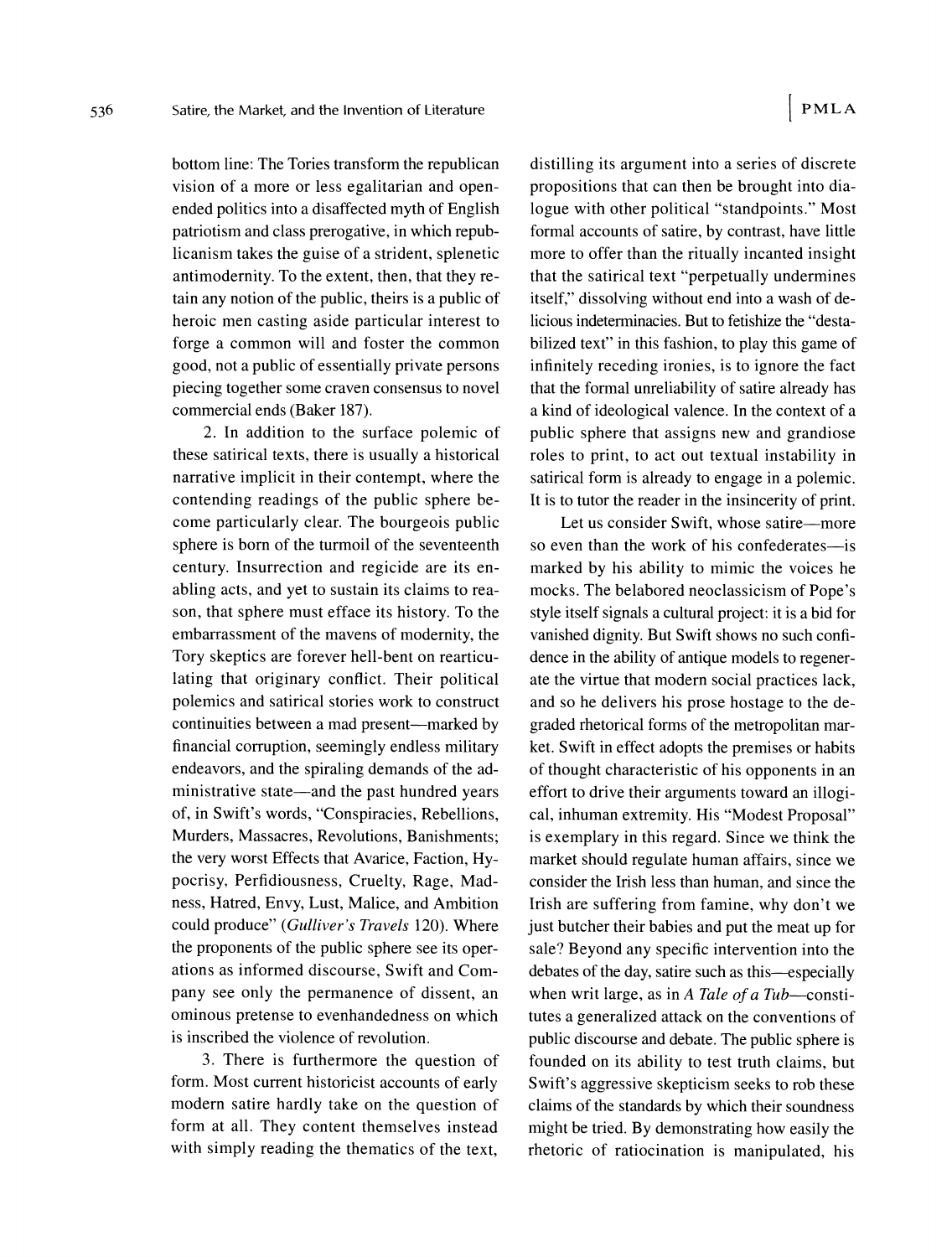bottom line: The Tories transform the republican vision of a more or less egalitarian and open-ended politics into a disaffected myth of English patriotism and class prerogative, in which republicanism takes the guise of a strident, splenetic antimodernity. To the extent, then, that they retain any notion of the public, theirs is a public of heroic men casting aside particular interest to forge a common will and foster the common good, not a public of essentially private persons piecing together some craven consensus to novel commercial ends (Baker 187).

2. In addition to the surface polemic of these satirical texts, there is usually a historical narrative implicit in their contempt, where the contending readings of the public sphere become particularly clear. The bourgeois public sphere is born of the turmoil of the seventeenth century. Insurrection and regicide are its enabling acts, and yet to sustain its claims to reason, that sphere must efface its history. To the embarrassment of the mavens of modernity, the Tory skeptics are forever hell-bent on rearticulating that originary conflict. Their political polemics and satirical stories work to construct continuities between a mad present—marked by financial corruption, seemingly endless military endeavors, and the spiraling demands of the administrative state—and the past hundred years of, in Swift's words, "Conspiracies, Rebellions, Murders, Massacres, Revolutions, Banishments; the very worst Effects that Avarice, Faction, Hypocrisy, Perfidiousness, Cruelty, Rage, Madness, Hatred, Envy, Lust, Malice, and Ambition could produce" (*Gulliver's Travels* 120). Where the proponents of the public sphere see its operations as informed discourse, Swift and Company see only the permanence of dissent, an ominous pretense to evenhandedness on which is inscribed the violence of revolution.

3. There is furthermore the question of form. Most current historicist accounts of early modern satire hardly take on the question of form at all. They content themselves instead with simply reading the thematics of the text, distilling its argument into a series of discrete propositions that can then be brought into dialogue with other political "standpoints." Most formal accounts of satire, by contrast, have little more to offer than the ritually incanted insight that the satirical text "perpetually undermines itself," dissolving without end into a wash of delicious indeterminacies. But to fetishize the "destabilized text" in this fashion, to play this game of infinitely receding ironies, is to ignore the fact that the formal unreliability of satire already has a kind of ideological valence. In the context of a public sphere that assigns new and grandiose roles to print, to act out textual instability in satirical form is already to engage in a polemic. It is to tutor the reader in the insincerity of print.

Let us consider Swift, whose satire—more so even than the work of his confederates—is marked by his ability to mimic the voices he mocks. The belabored neoclassicism of Pope's style itself signals a cultural project: it is a bid for vanished dignity. But Swift shows no such confidence in the ability of antique models to regenerate the virtue that modern social practices lack, and so he delivers his prose hostage to the degraded rhetorical forms of the metropolitan market. Swift in effect adopts the premises or habits of thought characteristic of his opponents in an effort to drive their arguments toward an illogical, inhuman extremity. His "Modest Proposal" is exemplary in this regard. Since we think the market should regulate human affairs, since we consider the Irish less than human, and since the Irish are suffering from famine, why don't we just butcher their babies and put the meat up for sale? Beyond any specific intervention into the debates of the day, satire such as this—especially when writ large, as in *A Tale of a Tub*—constitutes a generalized attack on the conventions of public discourse and debate. The public sphere is founded on its ability to test truth claims, but Swift's aggressive skepticism seeks to rob these claims of the standards by which their soundness might be tried. By demonstrating how easily the rhetoric of ratiocination is manipulated, his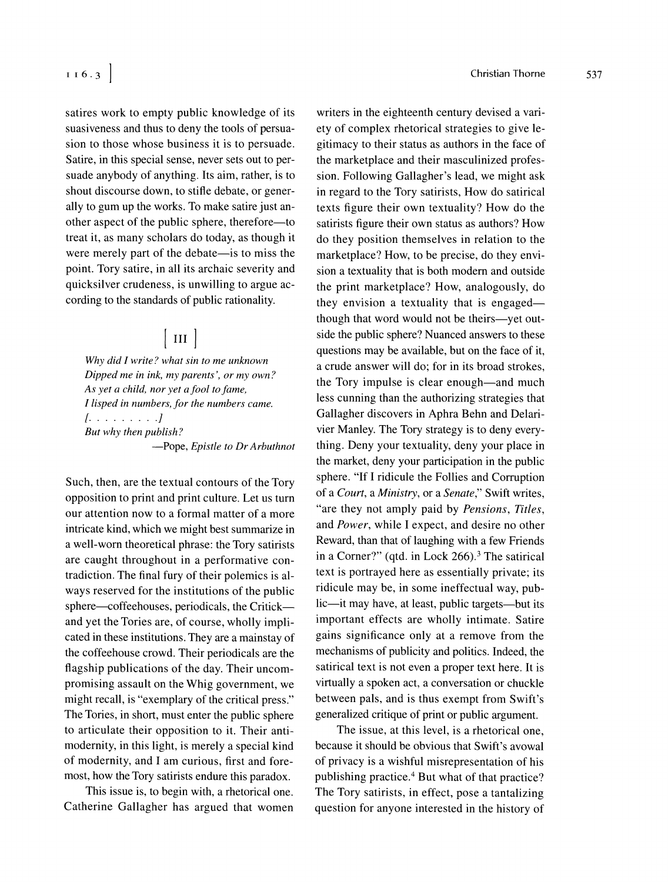satires work to empty public knowledge of its suasiveness and thus to deny the tools of persuasion to those whose business it is to persuade. Satire, in this special sense, never sets out to persuade anybody of anything. Its aim, rather, is to shout discourse down, to stifle debate, or generally to gum up the works. To make satire just another aspect of the public sphere, therefore—to treat it, as many scholars do today, as though it were merely part of the debate—is to miss the point. Tory satire, in all its archaic severity and quicksilver crudeness, is unwilling to argue according to the standards of public rationality.

## [ III ]

*Why did I write? what sin to me unknown*
*Dipped me in ink, my parents', or my own?*
*As yet a child, nor yet a fool to fame,*
*I lisped in numbers, for the numbers came.*
*[. . . . . . . . .]*
*But why then publish?*

—Pope, *Epistle to Dr Arbuthnot*

Such, then, are the textual contours of the Tory opposition to print and print culture. Let us turn our attention now to a formal matter of a more intricate kind, which we might best summarize in a well-worn theoretical phrase: the Tory satirists are caught throughout in a performative contradiction. The final fury of their polemics is always reserved for the institutions of the public sphere—coffeehouses, periodicals, the Critick—and yet the Tories are, of course, wholly implicated in these institutions. They are a mainstay of the coffeehouse crowd. Their periodicals are the flagship publications of the day. Their uncompromising assault on the Whig government, we might recall, is "exemplary of the critical press." The Tories, in short, must enter the public sphere to articulate their opposition to it. Their antimodernity, in this light, is merely a special kind of modernity, and I am curious, first and foremost, how the Tory satirists endure this paradox.

This issue is, to begin with, a rhetorical one. Catherine Gallagher has argued that women writers in the eighteenth century devised a variety of complex rhetorical strategies to give legitimacy to their status as authors in the face of the marketplace and their masculinized profession. Following Gallagher's lead, we might ask in regard to the Tory satirists, How do satirical texts figure their own textuality? How do the satirists figure their own status as authors? How do they position themselves in relation to the marketplace? How, to be precise, do they envision a textuality that is both modern and outside the print marketplace? How, analogously, do they envision a textuality that is engaged—though that word would not be theirs—yet outside the public sphere? Nuanced answers to these questions may be available, but on the face of it, a crude answer will do; for in its broad strokes, the Tory impulse is clear enough—and much less cunning than the authorizing strategies that Gallagher discovers in Aphra Behn and Delarivier Manley. The Tory strategy is to deny everything. Deny your textuality, deny your place in the market, deny your participation in the public sphere. "If I ridicule the Follies and Corruption of a *Court*, a *Ministry*, or a *Senate*," Swift writes, "are they not amply paid by *Pensions*, *Titles*, and *Power*, while I expect, and desire no other Reward, than that of laughing with a few Friends in a Corner?" (qtd. in Lock 266).[3] The satirical text is portrayed here as essentially private; its ridicule may be, in some ineffectual way, public—it may have, at least, public targets—but its important effects are wholly intimate. Satire gains significance only at a remove from the mechanisms of publicity and politics. Indeed, the satirical text is not even a proper text here. It is virtually a spoken act, a conversation or chuckle between pals, and is thus exempt from Swift's generalized critique of print or public argument.

The issue, at this level, is a rhetorical one, because it should be obvious that Swift's avowal of privacy is a wishful misrepresentation of his publishing practice.[4] But what of that practice? The Tory satirists, in effect, pose a tantalizing question for anyone interested in the history of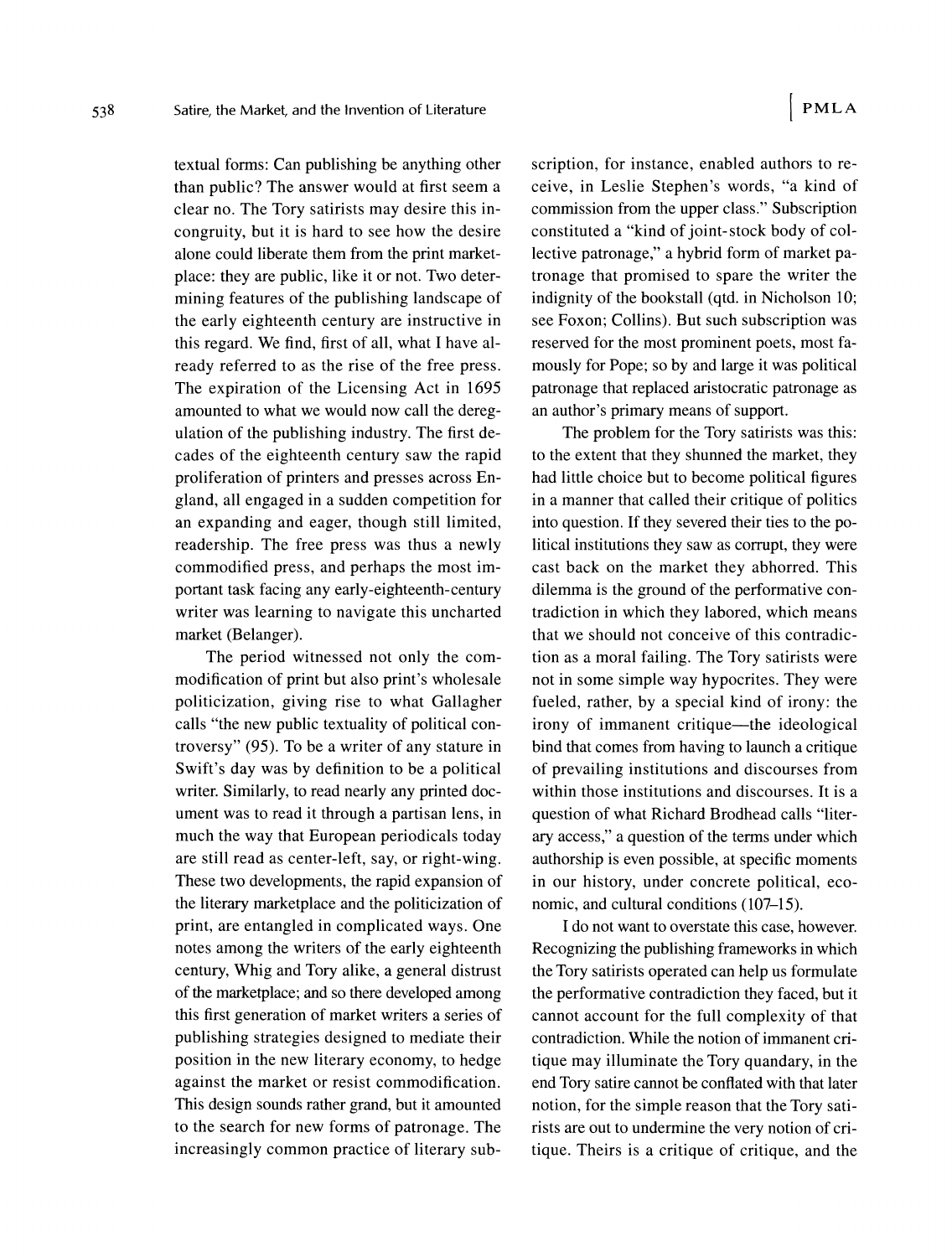textual forms: Can publishing be anything other than public? The answer would at first seem a clear no. The Tory satirists may desire this incongruity, but it is hard to see how the desire alone could liberate them from the print marketplace: they are public, like it or not. Two determining features of the publishing landscape of the early eighteenth century are instructive in this regard. We find, first of all, what I have already referred to as the rise of the free press. The expiration of the Licensing Act in 1695 amounted to what we would now call the deregulation of the publishing industry. The first decades of the eighteenth century saw the rapid proliferation of printers and presses across England, all engaged in a sudden competition for an expanding and eager, though still limited, readership. The free press was thus a newly commodified press, and perhaps the most important task facing any early-eighteenth-century writer was learning to navigate this uncharted market (Belanger).

The period witnessed not only the commodification of print but also print's wholesale politicization, giving rise to what Gallagher calls "the new public textuality of political controversy" (95). To be a writer of any stature in Swift's day was by definition to be a political writer. Similarly, to read nearly any printed document was to read it through a partisan lens, in much the way that European periodicals today are still read as center-left, say, or right-wing. These two developments, the rapid expansion of the literary marketplace and the politicization of print, are entangled in complicated ways. One notes among the writers of the early eighteenth century, Whig and Tory alike, a general distrust of the marketplace; and so there developed among this first generation of market writers a series of publishing strategies designed to mediate their position in the new literary economy, to hedge against the market or resist commodification. This design sounds rather grand, but it amounted to the search for new forms of patronage. The increasingly common practice of literary subscription, for instance, enabled authors to receive, in Leslie Stephen's words, "a kind of commission from the upper class." Subscription constituted a "kind of joint-stock body of collective patronage," a hybrid form of market patronage that promised to spare the writer the indignity of the bookstall (qtd. in Nicholson 10; see Foxon; Collins). But such subscription was reserved for the most prominent poets, most famously for Pope; so by and large it was political patronage that replaced aristocratic patronage as an author's primary means of support.

The problem for the Tory satirists was this: to the extent that they shunned the market, they had little choice but to become political figures in a manner that called their critique of politics into question. If they severed their ties to the political institutions they saw as corrupt, they were cast back on the market they abhorred. This dilemma is the ground of the performative contradiction in which they labored, which means that we should not conceive of this contradiction as a moral failing. The Tory satirists were not in some simple way hypocrites. They were fueled, rather, by a special kind of irony: the irony of immanent critique—the ideological bind that comes from having to launch a critique of prevailing institutions and discourses from within those institutions and discourses. It is a question of what Richard Brodhead calls "literary access," a question of the terms under which authorship is even possible, at specific moments in our history, under concrete political, economic, and cultural conditions (107–15).

I do not want to overstate this case, however. Recognizing the publishing frameworks in which the Tory satirists operated can help us formulate the performative contradiction they faced, but it cannot account for the full complexity of that contradiction. While the notion of immanent critique may illuminate the Tory quandary, in the end Tory satire cannot be conflated with that later notion, for the simple reason that the Tory satirists are out to undermine the very notion of critique. Theirs is a critique of critique, and the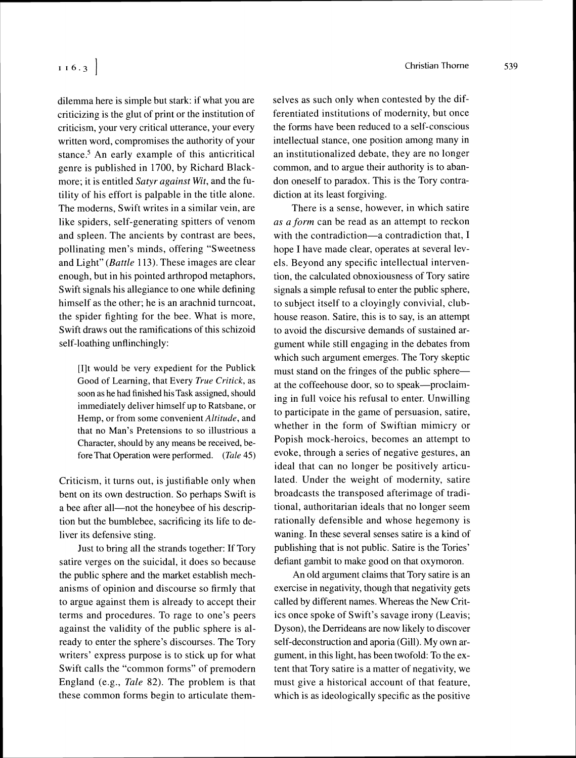dilemma here is simple but stark: if what you are criticizing is the glut of print or the institution of criticism, your very critical utterance, your every written word, compromises the authority of your stance.[5] An early example of this anticritical genre is published in 1700, by Richard Blackmore; it is entitled *Satyr against Wit*, and the futility of his effort is palpable in the title alone. The moderns, Swift writes in a similar vein, are like spiders, self-generating spitters of venom and spleen. The ancients by contrast are bees, pollinating men's minds, offering "Sweetness and Light" (*Battle* 113). These images are clear enough, but in his pointed arthropod metaphors, Swift signals his allegiance to one while defining himself as the other; he is an arachnid turncoat, the spider fighting for the bee. What is more, Swift draws out the ramifications of this schizoid self-loathing unflinchingly:

> [I]t would be very expedient for the Publick Good of Learning, that Every *True Critick*, as soon as he had finished his Task assigned, should immediately deliver himself up to Ratsbane, or Hemp, or from some convenient *Altitude*, and that no Man's Pretensions to so illustrious a Character, should by any means be received, before That Operation were performed. (*Tale* 45)

Criticism, it turns out, is justifiable only when bent on its own destruction. So perhaps Swift is a bee after all—not the honeybee of his description but the bumblebee, sacrificing its life to deliver its defensive sting.

Just to bring all the strands together: If Tory satire verges on the suicidal, it does so because the public sphere and the market establish mechanisms of opinion and discourse so firmly that to argue against them is already to accept their terms and procedures. To rage to one's peers against the validity of the public sphere is already to enter the sphere's discourses. The Tory writers' express purpose is to stick up for what Swift calls the "common forms" of premodern England (e.g., *Tale* 82). The problem is that these common forms begin to articulate themselves as such only when contested by the differentiated institutions of modernity, but once the forms have been reduced to a self-conscious intellectual stance, one position among many in an institutionalized debate, they are no longer common, and to argue their authority is to abandon oneself to paradox. This is the Tory contradiction at its least forgiving.

There is a sense, however, in which satire *as a form* can be read as an attempt to reckon with the contradiction—a contradiction that, I hope I have made clear, operates at several levels. Beyond any specific intellectual intervention, the calculated obnoxiousness of Tory satire signals a simple refusal to enter the public sphere, to subject itself to a cloyingly convivial, clubhouse reason. Satire, this is to say, is an attempt to avoid the discursive demands of sustained argument while still engaging in the debates from which such argument emerges. The Tory skeptic must stand on the fringes of the public sphere—at the coffeehouse door, so to speak—proclaiming in full voice his refusal to enter. Unwilling to participate in the game of persuasion, satire, whether in the form of Swiftian mimicry or Popish mock-heroics, becomes an attempt to evoke, through a series of negative gestures, an ideal that can no longer be positively articulated. Under the weight of modernity, satire broadcasts the transposed afterimage of traditional, authoritarian ideals that no longer seem rationally defensible and whose hegemony is waning. In these several senses satire is a kind of publishing that is not public. Satire is the Tories' defiant gambit to make good on that oxymoron.

An old argument claims that Tory satire is an exercise in negativity, though that negativity gets called by different names. Whereas the New Critics once spoke of Swift's savage irony (Leavis; Dyson), the Derrideans are now likely to discover self-deconstruction and aporia (Gill). My own argument, in this light, has been twofold: To the extent that Tory satire is a matter of negativity, we must give a historical account of that feature, which is as ideologically specific as the positive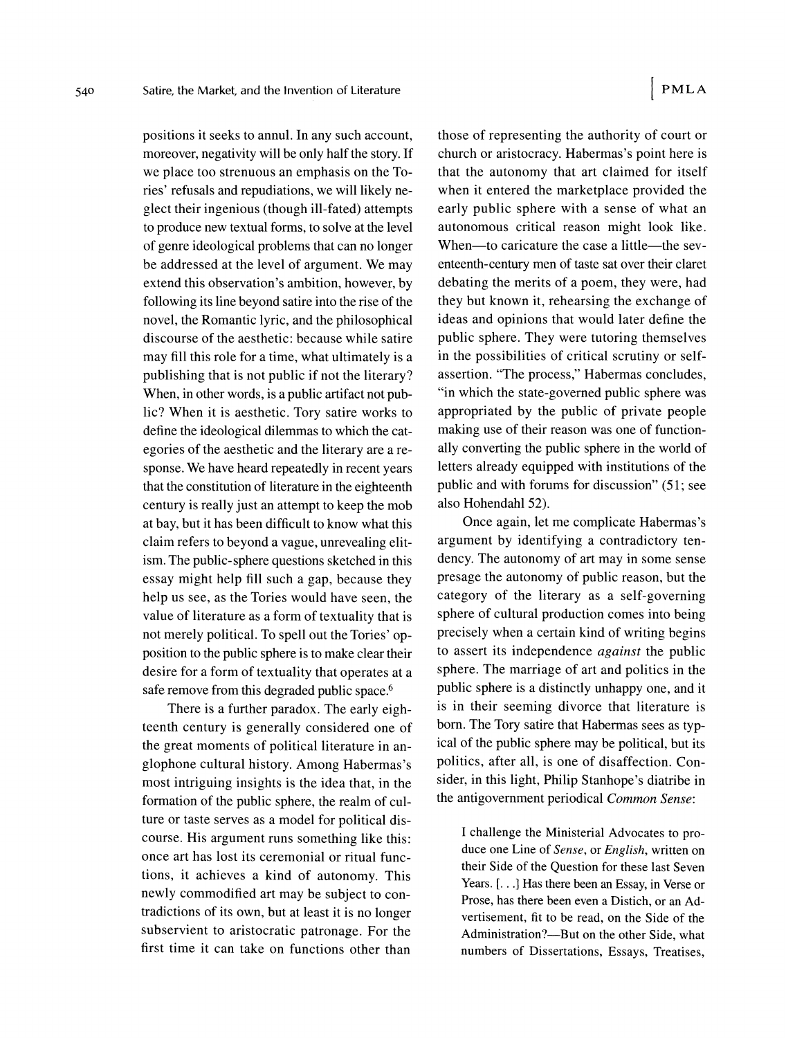positions it seeks to annul. In any such account, moreover, negativity will be only half the story. If we place too strenuous an emphasis on the Tories' refusals and repudiations, we will likely neglect their ingenious (though ill-fated) attempts to produce new textual forms, to solve at the level of genre ideological problems that can no longer be addressed at the level of argument. We may extend this observation's ambition, however, by following its line beyond satire into the rise of the novel, the Romantic lyric, and the philosophical discourse of the aesthetic: because while satire may fill this role for a time, what ultimately is a publishing that is not public if not the literary? When, in other words, is a public artifact not public? When it is aesthetic. Tory satire works to define the ideological dilemmas to which the categories of the aesthetic and the literary are a response. We have heard repeatedly in recent years that the constitution of literature in the eighteenth century is really just an attempt to keep the mob at bay, but it has been difficult to know what this claim refers to beyond a vague, unrevealing elitism. The public-sphere questions sketched in this essay might help fill such a gap, because they help us see, as the Tories would have seen, the value of literature as a form of textuality that is not merely political. To spell out the Tories' opposition to the public sphere is to make clear their desire for a form of textuality that operates at a safe remove from this degraded public space.[6]

There is a further paradox. The early eighteenth century is generally considered one of the great moments of political literature in anglophone cultural history. Among Habermas's most intriguing insights is the idea that, in the formation of the public sphere, the realm of culture or taste serves as a model for political discourse. His argument runs something like this: once art has lost its ceremonial or ritual functions, it achieves a kind of autonomy. This newly commodified art may be subject to contradictions of its own, but at least it is no longer subservient to aristocratic patronage. For the first time it can take on functions other than those of representing the authority of court or church or aristocracy. Habermas's point here is that the autonomy that art claimed for itself when it entered the marketplace provided the early public sphere with a sense of what an autonomous critical reason might look like. When—to caricature the case a little—the seventeenth-century men of taste sat over their claret debating the merits of a poem, they were, had they but known it, rehearsing the exchange of ideas and opinions that would later define the public sphere. They were tutoring themselves in the possibilities of critical scrutiny or self-assertion. "The process," Habermas concludes, "in which the state-governed public sphere was appropriated by the public of private people making use of their reason was one of functionally converting the public sphere in the world of letters already equipped with institutions of the public and with forums for discussion" (51; see also Hohendahl 52).

Once again, let me complicate Habermas's argument by identifying a contradictory tendency. The autonomy of art may in some sense presage the autonomy of public reason, but the category of the literary as a self-governing sphere of cultural production comes into being precisely when a certain kind of writing begins to assert its independence *against* the public sphere. The marriage of art and politics in the public sphere is a distinctly unhappy one, and it is in their seeming divorce that literature is born. The Tory satire that Habermas sees as typical of the public sphere may be political, but its politics, after all, is one of disaffection. Consider, in this light, Philip Stanhope's diatribe in the antigovernment periodical *Common Sense*:

> I challenge the Ministerial Advocates to produce one Line of *Sense*, or *English*, written on their Side of the Question for these last Seven Years. [. . .] Has there been an Essay, in Verse or Prose, has there been even a Distich, or an Advertisement, fit to be read, on the Side of the Administration?—But on the other Side, what numbers of Dissertations, Essays, Treatises,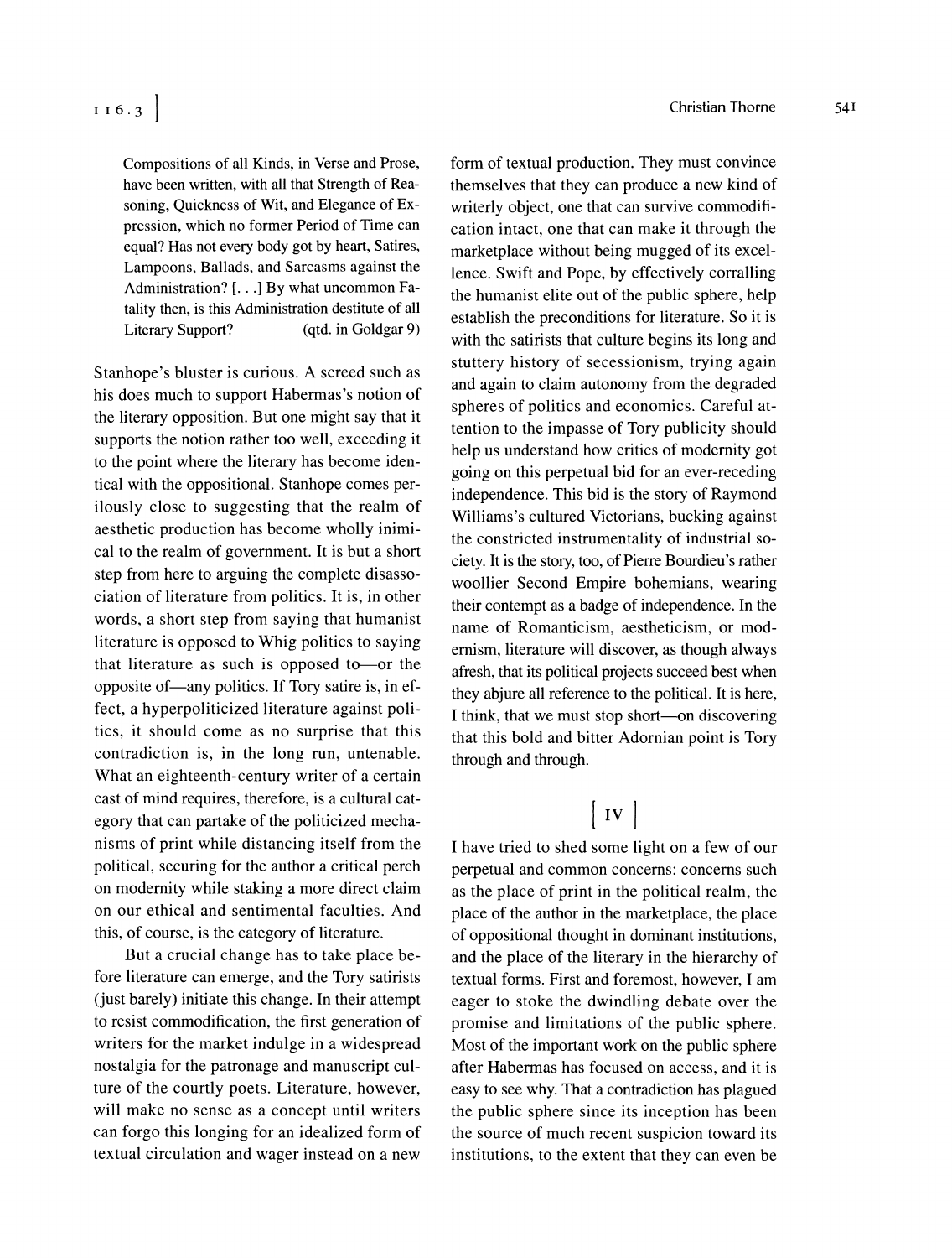> Compositions of all Kinds, in Verse and Prose, have been written, with all that Strength of Reasoning, Quickness of Wit, and Elegance of Expression, which no former Period of Time can equal? Has not every body got by heart, Satires, Lampoons, Ballads, and Sarcasms against the Administration? [. . .] By what uncommon Fatality then, is this Administration destitute of all Literary Support? (qtd. in Goldgar 9)

Stanhope's bluster is curious. A screed such as his does much to support Habermas's notion of the literary opposition. But one might say that it supports the notion rather too well, exceeding it to the point where the literary has become identical with the oppositional. Stanhope comes perilously close to suggesting that the realm of aesthetic production has become wholly inimical to the realm of government. It is but a short step from here to arguing the complete disassociation of literature from politics. It is, in other words, a short step from saying that humanist literature is opposed to Whig politics to saying that literature as such is opposed to—or the opposite of—any politics. If Tory satire is, in effect, a hyperpoliticized literature against politics, it should come as no surprise that this contradiction is, in the long run, untenable. What an eighteenth-century writer of a certain cast of mind requires, therefore, is a cultural category that can partake of the politicized mechanisms of print while distancing itself from the political, securing for the author a critical perch on modernity while staking a more direct claim on our ethical and sentimental faculties. And this, of course, is the category of literature.

But a crucial change has to take place before literature can emerge, and the Tory satirists (just barely) initiate this change. In their attempt to resist commodification, the first generation of writers for the market indulge in a widespread nostalgia for the patronage and manuscript culture of the courtly poets. Literature, however, will make no sense as a concept until writers can forgo this longing for an idealized form of textual circulation and wager instead on a new form of textual production. They must convince themselves that they can produce a new kind of writerly object, one that can survive commodification intact, one that can make it through the marketplace without being mugged of its excellence. Swift and Pope, by effectively corralling the humanist elite out of the public sphere, help establish the preconditions for literature. So it is with the satirists that culture begins its long and stuttery history of secessionism, trying again and again to claim autonomy from the degraded spheres of politics and economics. Careful attention to the impasse of Tory publicity should help us understand how critics of modernity got going on this perpetual bid for an ever-receding independence. This bid is the story of Raymond Williams's cultured Victorians, bucking against the constricted instrumentality of industrial society. It is the story, too, of Pierre Bourdieu's rather woollier Second Empire bohemians, wearing their contempt as a badge of independence. In the name of Romanticism, aestheticism, or modernism, literature will discover, as though always afresh, that its political projects succeed best when they abjure all reference to the political. It is here, I think, that we must stop short—on discovering that this bold and bitter Adornian point is Tory through and through.

## [ IV ]

I have tried to shed some light on a few of our perpetual and common concerns: concerns such as the place of print in the political realm, the place of the author in the marketplace, the place of oppositional thought in dominant institutions, and the place of the literary in the hierarchy of textual forms. First and foremost, however, I am eager to stoke the dwindling debate over the promise and limitations of the public sphere. Most of the important work on the public sphere after Habermas has focused on access, and it is easy to see why. That a contradiction has plagued the public sphere since its inception has been the source of much recent suspicion toward its institutions, to the extent that they can even be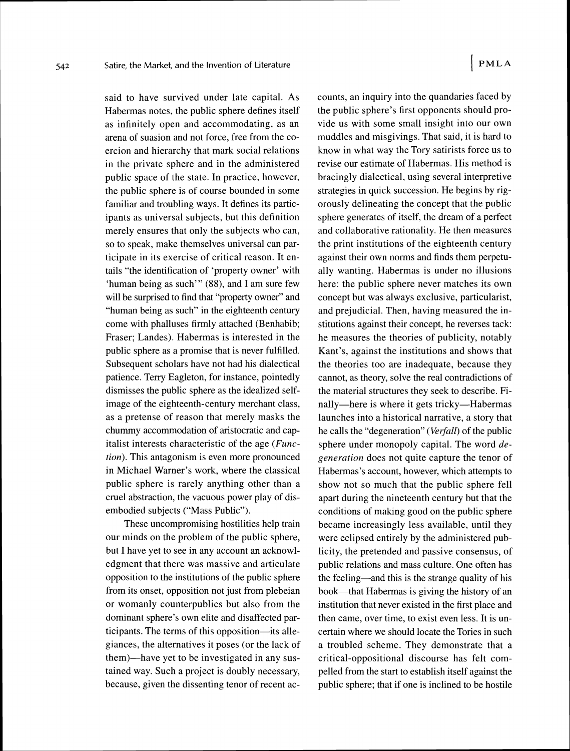said to have survived under late capital. As Habermas notes, the public sphere defines itself as infinitely open and accommodating, as an arena of suasion and not force, free from the coercion and hierarchy that mark social relations in the private sphere and in the administered public space of the state. In practice, however, the public sphere is of course bounded in some familiar and troubling ways. It defines its participants as universal subjects, but this definition merely ensures that only the subjects who can, so to speak, make themselves universal can participate in its exercise of critical reason. It entails "the identification of 'property owner' with 'human being as such'" (88), and I am sure few will be surprised to find that "property owner" and "human being as such" in the eighteenth century come with phalluses firmly attached (Benhabib; Fraser; Landes). Habermas is interested in the public sphere as a promise that is never fulfilled. Subsequent scholars have not had his dialectical patience. Terry Eagleton, for instance, pointedly dismisses the public sphere as the idealized self-image of the eighteenth-century merchant class, as a pretense of reason that merely masks the chummy accommodation of aristocratic and capitalist interests characteristic of the age (*Function*). This antagonism is even more pronounced in Michael Warner's work, where the classical public sphere is rarely anything other than a cruel abstraction, the vacuous power play of disembodied subjects ("Mass Public").

These uncompromising hostilities help train our minds on the problem of the public sphere, but I have yet to see in any account an acknowledgment that there was massive and articulate opposition to the institutions of the public sphere from its onset, opposition not just from plebeian or womanly counterpublics but also from the dominant sphere's own elite and disaffected participants. The terms of this opposition—its allegiances, the alternatives it poses (or the lack of them)—have yet to be investigated in any sustained way. Such a project is doubly necessary, because, given the dissenting tenor of recent accounts, an inquiry into the quandaries faced by the public sphere's first opponents should provide us with some small insight into our own muddles and misgivings. That said, it is hard to know in what way the Tory satirists force us to revise our estimate of Habermas. His method is bracingly dialectical, using several interpretive strategies in quick succession. He begins by rigorously delineating the concept that the public sphere generates of itself, the dream of a perfect and collaborative rationality. He then measures the print institutions of the eighteenth century against their own norms and finds them perpetually wanting. Habermas is under no illusions here: the public sphere never matches its own concept but was always exclusive, particularist, and prejudicial. Then, having measured the institutions against their concept, he reverses tack: he measures the theories of publicity, notably Kant's, against the institutions and shows that the theories too are inadequate, because they cannot, as theory, solve the real contradictions of the material structures they seek to describe. Finally—here is where it gets tricky—Habermas launches into a historical narrative, a story that he calls the "degeneration" (*Verfall*) of the public sphere under monopoly capital. The word *degeneration* does not quite capture the tenor of Habermas's account, however, which attempts to show not so much that the public sphere fell apart during the nineteenth century but that the conditions of making good on the public sphere became increasingly less available, until they were eclipsed entirely by the administered publicity, the pretended and passive consensus, of public relations and mass culture. One often has the feeling—and this is the strange quality of his book—that Habermas is giving the history of an institution that never existed in the first place and then came, over time, to exist even less. It is uncertain where we should locate the Tories in such a troubled scheme. They demonstrate that a critical-oppositional discourse has felt compelled from the start to establish itself against the public sphere; that if one is inclined to be hostile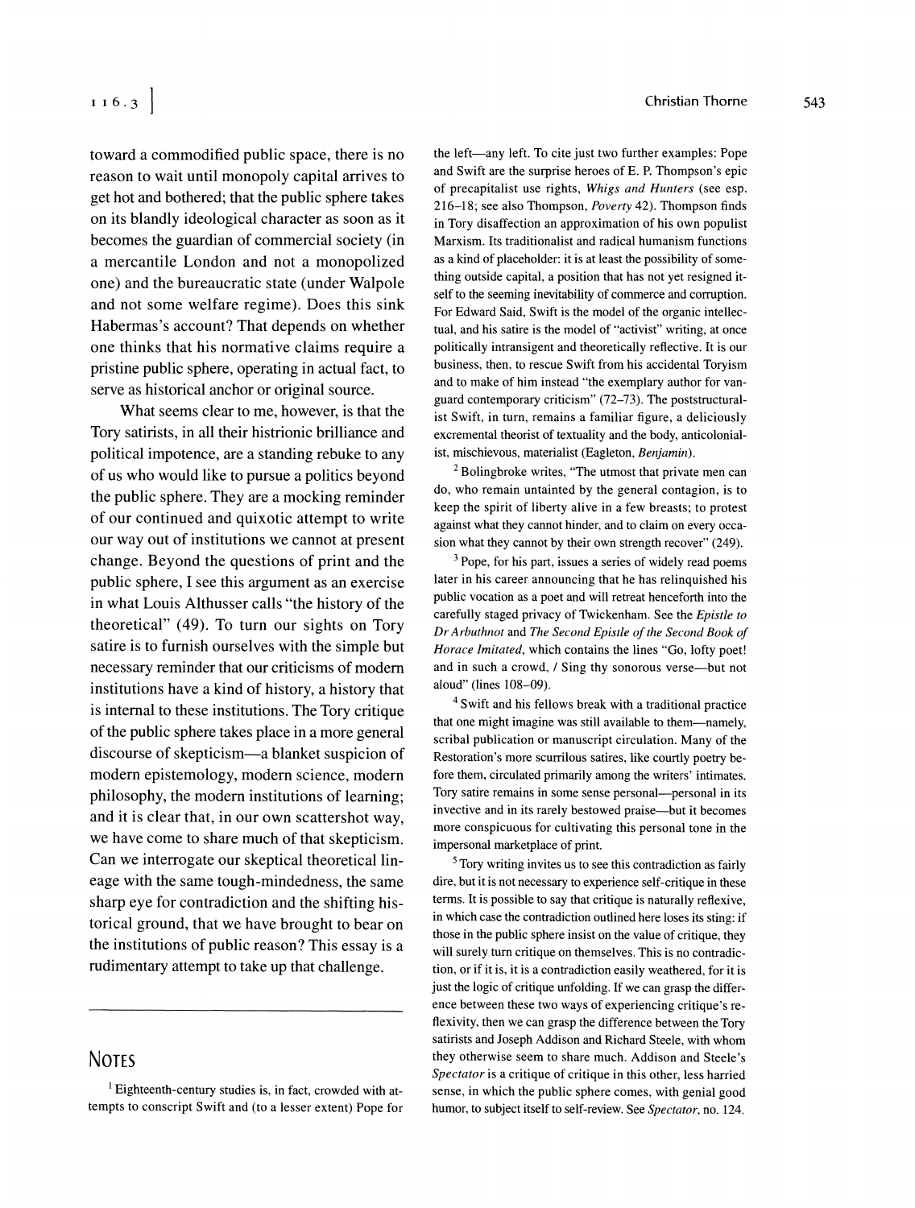toward a commodified public space, there is no reason to wait until monopoly capital arrives to get hot and bothered; that the public sphere takes on its blandly ideological character as soon as it becomes the guardian of commercial society (in a mercantile London and not a monopolized one) and the bureaucratic state (under Walpole and not some welfare regime). Does this sink Habermas's account? That depends on whether one thinks that his normative claims require a pristine public sphere, operating in actual fact, to serve as historical anchor or original source.

What seems clear to me, however, is that the Tory satirists, in all their histrionic brilliance and political impotence, are a standing rebuke to any of us who would like to pursue a politics beyond the public sphere. They are a mocking reminder of our continued and quixotic attempt to write our way out of institutions we cannot at present change. Beyond the questions of print and the public sphere, I see this argument as an exercise in what Louis Althusser calls "the history of the theoretical" (49). To turn our sights on Tory satire is to furnish ourselves with the simple but necessary reminder that our criticisms of modern institutions have a kind of history, a history that is internal to these institutions. The Tory critique of the public sphere takes place in a more general discourse of skepticism—a blanket suspicion of modern epistemology, modern science, modern philosophy, the modern institutions of learning; and it is clear that, in our own scattershot way, we have come to share much of that skepticism. Can we interrogate our skeptical theoretical lineage with the same tough-mindedness, the same sharp eye for contradiction and the shifting historical ground, that we have brought to bear on the institutions of public reason? This essay is a rudimentary attempt to take up that challenge.

---

## Notes

[1] Eighteenth-century studies is, in fact, crowded with attempts to conscript Swift and (to a lesser extent) Pope for the left—any left. To cite just two further examples: Pope and Swift are the surprise heroes of E. P. Thompson's epic of precapitalist use rights, *Whigs and Hunters* (see esp. 216–18; see also Thompson, *Poverty* 42). Thompson finds in Tory disaffection an approximation of his own populist Marxism. Its traditionalist and radical humanism functions as a kind of placeholder: it is at least the possibility of something outside capital, a position that has not yet resigned itself to the seeming inevitability of commerce and corruption. For Edward Said, Swift is the model of the organic intellectual, and his satire is the model of "activist" writing, at once politically intransigent and theoretically reflective. It is our business, then, to rescue Swift from his accidental Toryism and to make of him instead "the exemplary author for vanguard contemporary criticism" (72–73). The poststructuralist Swift, in turn, remains a familiar figure, a deliciously excremental theorist of textuality and the body, anticolonialist, mischievous, materialist (Eagleton, *Benjamin*).

[2] Bolingbroke writes, "The utmost that private men can do, who remain untainted by the general contagion, is to keep the spirit of liberty alive in a few breasts; to protest against what they cannot hinder, and to claim on every occasion what they cannot by their own strength recover" (249).

[3] Pope, for his part, issues a series of widely read poems later in his career announcing that he has relinquished his public vocation as a poet and will retreat henceforth into the carefully staged privacy of Twickenham. See the *Epistle to Dr Arbuthnot* and *The Second Epistle of the Second Book of Horace Imitated*, which contains the lines "Go, lofty poet! and in such a crowd, / Sing thy sonorous verse—but not aloud" (lines 108–09).

[4] Swift and his fellows break with a traditional practice that one might imagine was still available to them—namely, scribal publication or manuscript circulation. Many of the Restoration's more scurrilous satires, like courtly poetry before them, circulated primarily among the writers' intimates. Tory satire remains in some sense personal—personal in its invective and in its rarely bestowed praise—but it becomes more conspicuous for cultivating this personal tone in the impersonal marketplace of print.

[5] Tory writing invites us to see this contradiction as fairly dire, but it is not necessary to experience self-critique in these terms. It is possible to say that critique is naturally reflexive, in which case the contradiction outlined here loses its sting: if those in the public sphere insist on the value of critique, they will surely turn critique on themselves. This is no contradiction, or if it is, it is a contradiction easily weathered, for it is just the logic of critique unfolding. If we can grasp the difference between these two ways of experiencing critique's reflexivity, then we can grasp the difference between the Tory satirists and Joseph Addison and Richard Steele, with whom they otherwise seem to share much. Addison and Steele's *Spectator* is a critique of critique in this other, less harried sense, in which the public sphere comes, with genial good humor, to subject itself to self-review. See *Spectator*, no. 124.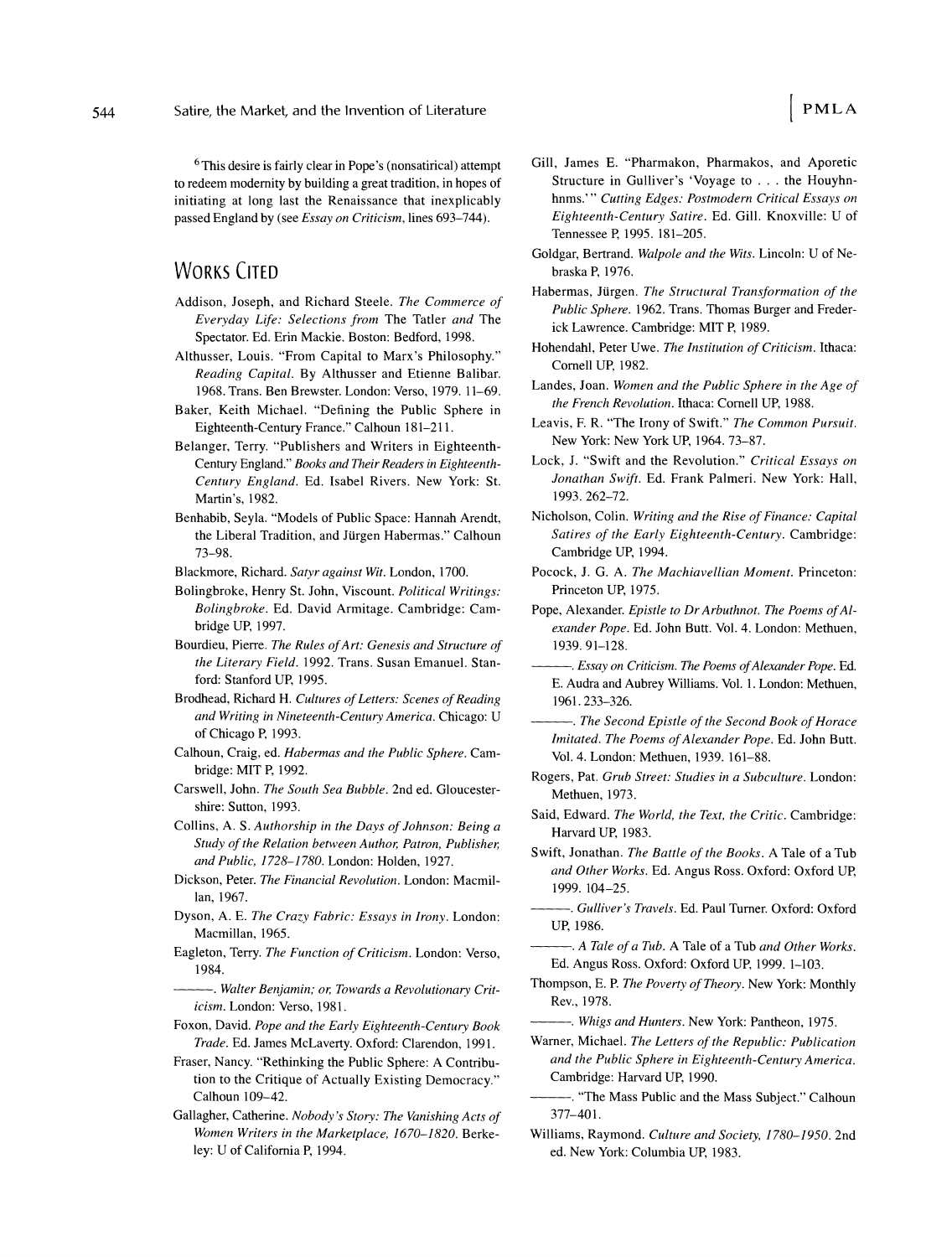[6] This desire is fairly clear in Pope's (nonsatirical) attempt to redeem modernity by building a great tradition, in hopes of initiating at long last the Renaissance that inexplicably passed England by (see *Essay on Criticism*, lines 693–744).

## Works Cited

Addison, Joseph, and Richard Steele. *The Commerce of Everyday Life: Selections from* The Tatler *and* The Spectator. Ed. Erin Mackie. Boston: Bedford, 1998.

Althusser, Louis. "From Capital to Marx's Philosophy." *Reading Capital*. By Althusser and Etienne Balibar. 1968. Trans. Ben Brewster. London: Verso, 1979. 11–69.

Baker, Keith Michael. "Defining the Public Sphere in Eighteenth-Century France." Calhoun 181–211.

Belanger, Terry. "Publishers and Writers in Eighteenth-Century England." *Books and Their Readers in Eighteenth-Century England*. Ed. Isabel Rivers. New York: St. Martin's, 1982.

Benhabib, Seyla. "Models of Public Space: Hannah Arendt, the Liberal Tradition, and Jürgen Habermas." Calhoun 73–98.

Blackmore, Richard. *Satyr against Wit*. London, 1700.

Bolingbroke, Henry St. John, Viscount. *Political Writings: Bolingbroke*. Ed. David Armitage. Cambridge: Cambridge UP, 1997.

Bourdieu, Pierre. *The Rules of Art: Genesis and Structure of the Literary Field*. 1992. Trans. Susan Emanuel. Stanford: Stanford UP, 1995.

Brodhead, Richard H. *Cultures of Letters: Scenes of Reading and Writing in Nineteenth-Century America*. Chicago: U of Chicago P, 1993.

Calhoun, Craig, ed. *Habermas and the Public Sphere*. Cambridge: MIT P, 1992.

Carswell, John. *The South Sea Bubble*. 2nd ed. Gloucestershire: Sutton, 1993.

Collins, A. S. *Authorship in the Days of Johnson: Being a Study of the Relation between Author, Patron, Publisher, and Public, 1728–1780*. London: Holden, 1927.

Dickson, Peter. *The Financial Revolution*. London: Macmillan, 1967.

Dyson, A. E. *The Crazy Fabric: Essays in Irony*. London: Macmillan, 1965.

Eagleton, Terry. *The Function of Criticism*. London: Verso, 1984.

———. *Walter Benjamin; or, Towards a Revolutionary Criticism*. London: Verso, 1981.

Foxon, David. *Pope and the Early Eighteenth-Century Book Trade*. Ed. James McLaverty. Oxford: Clarendon, 1991.

Fraser, Nancy. "Rethinking the Public Sphere: A Contribution to the Critique of Actually Existing Democracy." Calhoun 109–42.

Gallagher, Catherine. *Nobody's Story: The Vanishing Acts of Women Writers in the Marketplace, 1670–1820*. Berkeley: U of California P, 1994.

Gill, James E. "Pharmakon, Pharmakos, and Aporetic Structure in Gulliver's 'Voyage to . . . the Houyhnhnms.'" *Cutting Edges: Postmodern Critical Essays on Eighteenth-Century Satire*. Ed. Gill. Knoxville: U of Tennessee P, 1995. 181–205.

Goldgar, Bertrand. *Walpole and the Wits*. Lincoln: U of Nebraska P, 1976.

Habermas, Jürgen. *The Structural Transformation of the Public Sphere*. 1962. Trans. Thomas Burger and Frederick Lawrence. Cambridge: MIT P, 1989.

Hohendahl, Peter Uwe. *The Institution of Criticism*. Ithaca: Cornell UP, 1982.

Landes, Joan. *Women and the Public Sphere in the Age of the French Revolution*. Ithaca: Cornell UP, 1988.

Leavis, F. R. "The Irony of Swift." *The Common Pursuit*. New York: New York UP, 1964. 73–87.

Lock, J. "Swift and the Revolution." *Critical Essays on Jonathan Swift*. Ed. Frank Palmeri. New York: Hall, 1993. 262–72.

Nicholson, Colin. *Writing and the Rise of Finance: Capital Satires of the Early Eighteenth-Century*. Cambridge: Cambridge UP, 1994.

Pocock, J. G. A. *The Machiavellian Moment*. Princeton: Princeton UP, 1975.

Pope, Alexander. *Epistle to Dr Arbuthnot*. *The Poems of Alexander Pope*. Ed. John Butt. Vol. 4. London: Methuen, 1939. 91–128.

———. *Essay on Criticism*. *The Poems of Alexander Pope*. Ed. E. Audra and Aubrey Williams. Vol. 1. London: Methuen, 1961. 233–326.

———. *The Second Epistle of the Second Book of Horace Imitated*. *The Poems of Alexander Pope*. Ed. John Butt. Vol. 4. London: Methuen, 1939. 161–88.

Rogers, Pat. *Grub Street: Studies in a Subculture*. London: Methuen, 1973.

Said, Edward. *The World, the Text, the Critic*. Cambridge: Harvard UP, 1983.

Swift, Jonathan. *The Battle of the Books*. A Tale of a Tub *and Other Works*. Ed. Angus Ross. Oxford: Oxford UP, 1999. 104–25.

———. *Gulliver's Travels*. Ed. Paul Turner. Oxford: Oxford UP, 1986.

———. *A Tale of a Tub*. A Tale of a Tub *and Other Works*. Ed. Angus Ross. Oxford: Oxford UP, 1999. 1–103.

Thompson, E. P. *The Poverty of Theory*. New York: Monthly Rev., 1978.

———. *Whigs and Hunters*. New York: Pantheon, 1975.

Warner, Michael. *The Letters of the Republic: Publication and the Public Sphere in Eighteenth-Century America*. Cambridge: Harvard UP, 1990.

———. "The Mass Public and the Mass Subject." Calhoun 377–401.

Williams, Raymond. *Culture and Society, 1780–1950*. 2nd ed. New York: Columbia UP, 1983.